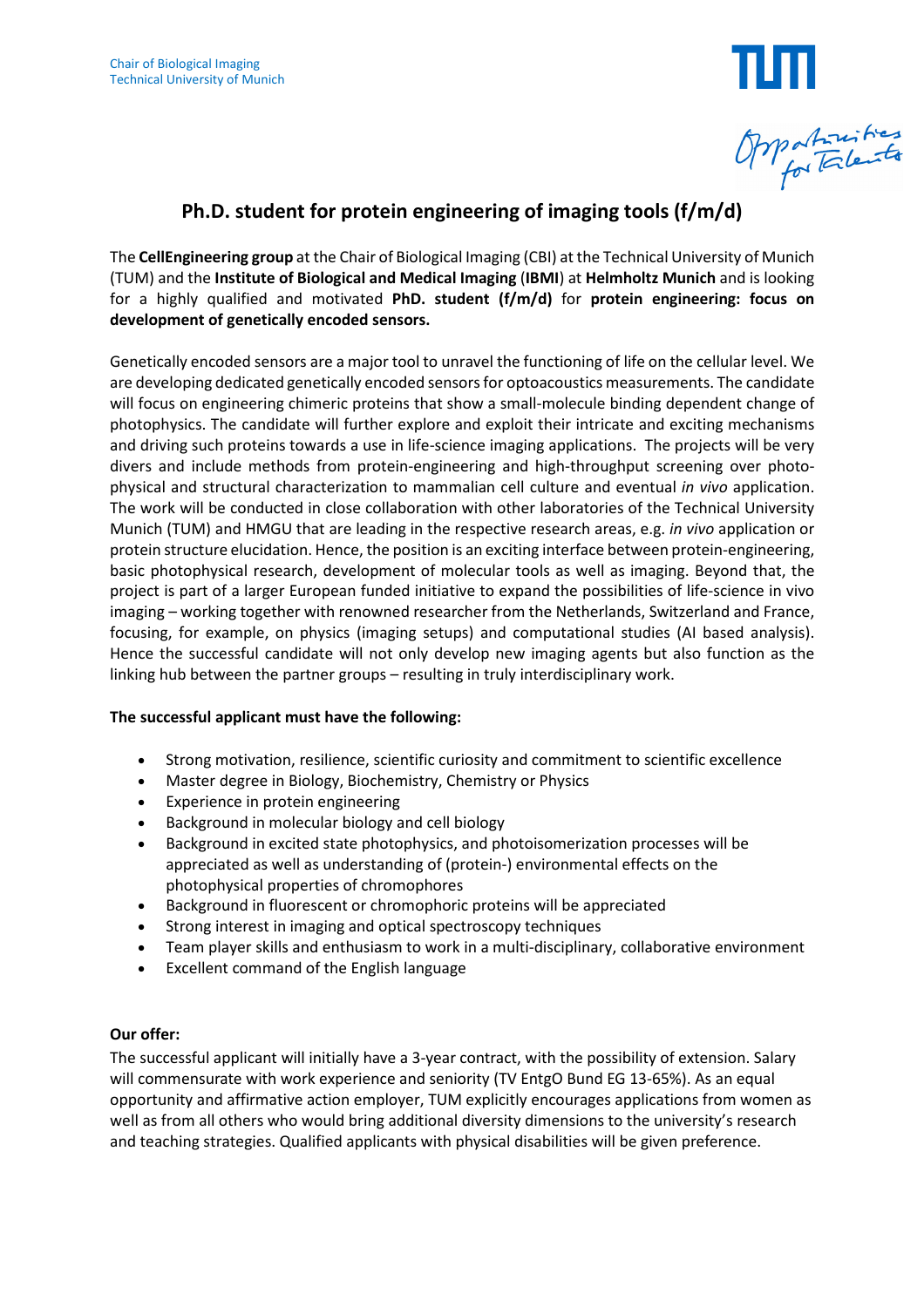Chair of Biological Imaging
Technical University of Munich

# Ph.D. student for protein engineering of imaging tools (f/m/d)

The **CellEngineering group** at the Chair of Biological Imaging (CBI) at the Technical University of Munich (TUM) and the **Institute of Biological and Medical Imaging** (**IBMI**) at **Helmholtz Munich** and is looking for a highly qualified and motivated **PhD. student (f/m/d)** for **protein engineering: focus on development of genetically encoded sensors.**

Genetically encoded sensors are a major tool to unravel the functioning of life on the cellular level. We are developing dedicated genetically encoded sensors for optoacoustics measurements. The candidate will focus on engineering chimeric proteins that show a small-molecule binding dependent change of photophysics. The candidate will further explore and exploit their intricate and exciting mechanisms and driving such proteins towards a use in life-science imaging applications. The projects will be very divers and include methods from protein-engineering and high-throughput screening over photo-physical and structural characterization to mammalian cell culture and eventual *in vivo* application. The work will be conducted in close collaboration with other laboratories of the Technical University Munich (TUM) and HMGU that are leading in the respective research areas, e.g. *in vivo* application or protein structure elucidation. Hence, the position is an exciting interface between protein-engineering, basic photophysical research, development of molecular tools as well as imaging. Beyond that, the project is part of a larger European funded initiative to expand the possibilities of life-science in vivo imaging – working together with renowned researcher from the Netherlands, Switzerland and France, focusing, for example, on physics (imaging setups) and computational studies (AI based analysis). Hence the successful candidate will not only develop new imaging agents but also function as the linking hub between the partner groups – resulting in truly interdisciplinary work.

**The successful applicant must have the following:**

- Strong motivation, resilience, scientific curiosity and commitment to scientific excellence
- Master degree in Biology, Biochemistry, Chemistry or Physics
- Experience in protein engineering
- Background in molecular biology and cell biology
- Background in excited state photophysics, and photoisomerization processes will be appreciated as well as understanding of (protein-) environmental effects on the photophysical properties of chromophores
- Background in fluorescent or chromophoric proteins will be appreciated
- Strong interest in imaging and optical spectroscopy techniques
- Team player skills and enthusiasm to work in a multi-disciplinary, collaborative environment
- Excellent command of the English language

**Our offer:**

The successful applicant will initially have a 3-year contract, with the possibility of extension. Salary will commensurate with work experience and seniority (TV EntgO Bund EG 13-65%). As an equal opportunity and affirmative action employer, TUM explicitly encourages applications from women as well as from all others who would bring additional diversity dimensions to the university's research and teaching strategies. Qualified applicants with physical disabilities will be given preference.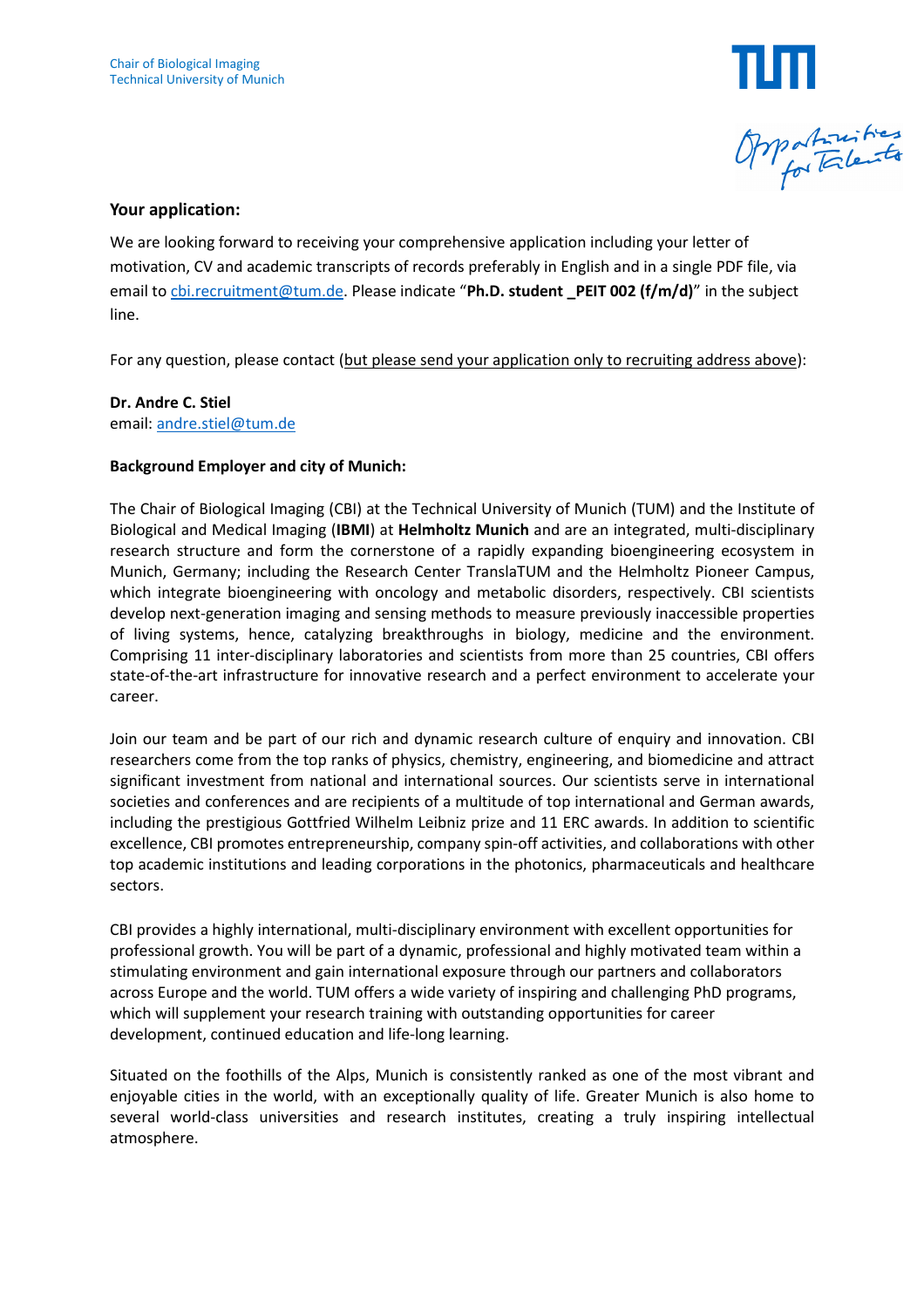## Your application:

We are looking forward to receiving your comprehensive application including your letter of motivation, CV and academic transcripts of records preferably in English and in a single PDF file, via email to [cbi.recruitment@tum.de](mailto:cbi.recruitment@tum.de). Please indicate "**Ph.D. student _PEIT 002 (f/m/d)**" in the subject line.

For any question, please contact (<u>but please send your application only to recruiting address above</u>):

**Dr. Andre C. Stiel**
email: [andre.stiel@tum.de](mailto:andre.stiel@tum.de)

**Background Employer and city of Munich:**

The Chair of Biological Imaging (CBI) at the Technical University of Munich (TUM) and the Institute of Biological and Medical Imaging (**IBMI**) at **Helmholtz Munich** and are an integrated, multi-disciplinary research structure and form the cornerstone of a rapidly expanding bioengineering ecosystem in Munich, Germany; including the Research Center TranslaTUM and the Helmholtz Pioneer Campus, which integrate bioengineering with oncology and metabolic disorders, respectively. CBI scientists develop next-generation imaging and sensing methods to measure previously inaccessible properties of living systems, hence, catalyzing breakthroughs in biology, medicine and the environment. Comprising 11 inter-disciplinary laboratories and scientists from more than 25 countries, CBI offers state-of-the-art infrastructure for innovative research and a perfect environment to accelerate your career.

Join our team and be part of our rich and dynamic research culture of enquiry and innovation. CBI researchers come from the top ranks of physics, chemistry, engineering, and biomedicine and attract significant investment from national and international sources. Our scientists serve in international societies and conferences and are recipients of a multitude of top international and German awards, including the prestigious Gottfried Wilhelm Leibniz prize and 11 ERC awards. In addition to scientific excellence, CBI promotes entrepreneurship, company spin-off activities, and collaborations with other top academic institutions and leading corporations in the photonics, pharmaceuticals and healthcare sectors.

CBI provides a highly international, multi-disciplinary environment with excellent opportunities for professional growth. You will be part of a dynamic, professional and highly motivated team within a stimulating environment and gain international exposure through our partners and collaborators across Europe and the world. TUM offers a wide variety of inspiring and challenging PhD programs, which will supplement your research training with outstanding opportunities for career development, continued education and life-long learning.

Situated on the foothills of the Alps, Munich is consistently ranked as one of the most vibrant and enjoyable cities in the world, with an exceptionally quality of life. Greater Munich is also home to several world-class universities and research institutes, creating a truly inspiring intellectual atmosphere.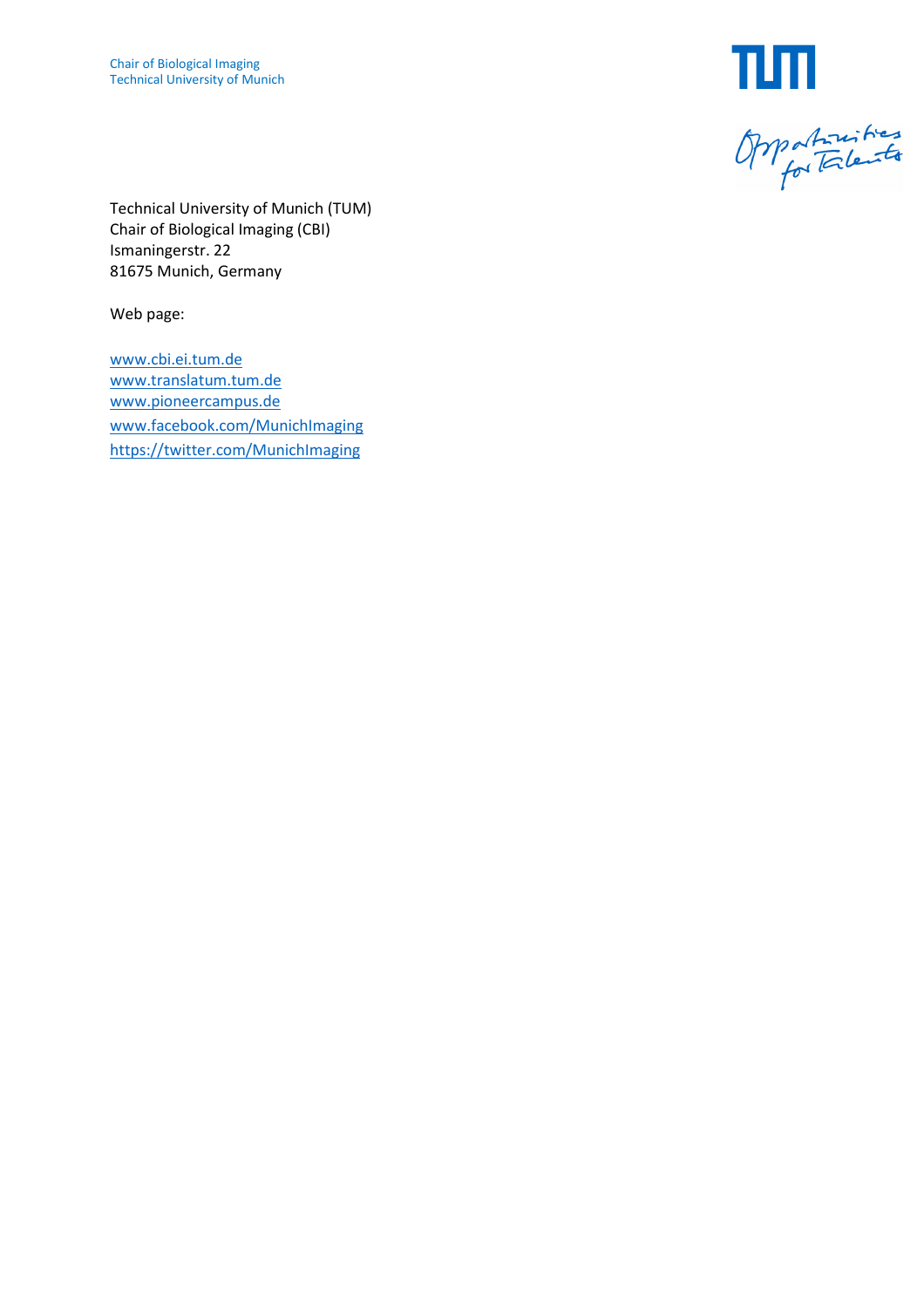Technical University of Munich (TUM)
Chair of Biological Imaging (CBI)
Ismaningerstr. 22
81675 Munich, Germany

Web page:

www.cbi.ei.tum.de
www.translatum.tum.de
www.pioneercampus.de
www.facebook.com/MunichImaging
https://twitter.com/MunichImaging